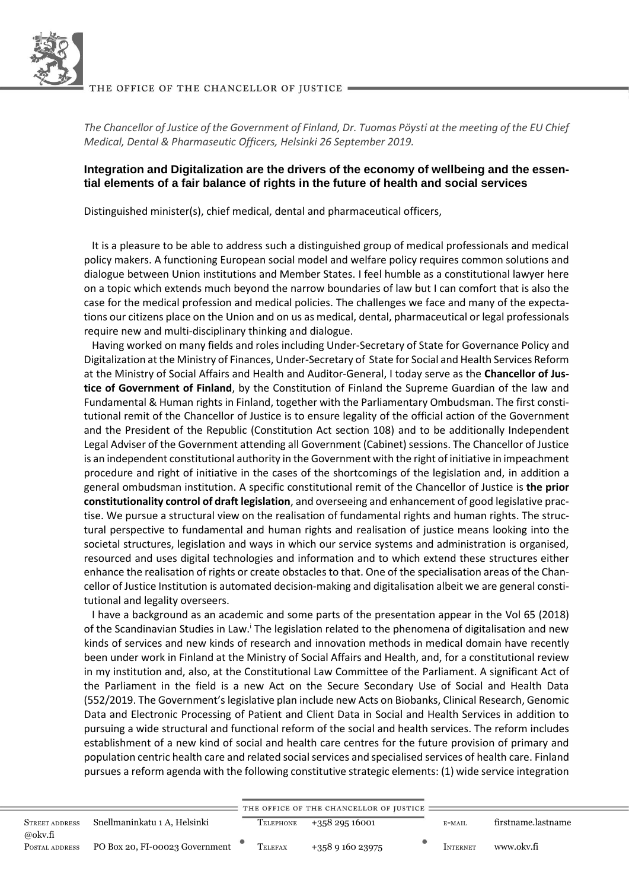*The Chancellor of Justice of the Government of Finland, Dr. Tuomas Pöysti at the meeting of the EU Chief Medical, Dental & Pharmaseutic Officers, Helsinki 26 September 2019.*

## Integration and Digitalization are the drivers of the economy of wellbeing and the essential elements of a fair balance of rights in the future of health and social services

Distinguished minister(s), chief medical, dental and pharmaceutical officers,

It is a pleasure to be able to address such a distinguished group of medical professionals and medical policy makers. A functioning European social model and welfare policy requires common solutions and dialogue between Union institutions and Member States. I feel humble as a constitutional lawyer here on a topic which extends much beyond the narrow boundaries of law but I can comfort that is also the case for the medical profession and medical policies. The challenges we face and many of the expectations our citizens place on the Union and on us as medical, dental, pharmaceutical or legal professionals require new and multi-disciplinary thinking and dialogue.

Having worked on many fields and roles including Under-Secretary of State for Governance Policy and Digitalization at the Ministry of Finances, Under-Secretary of State for Social and Health Services Reform at the Ministry of Social Affairs and Health and Auditor-General, I today serve as the **Chancellor of Justice of Government of Finland**, by the Constitution of Finland the Supreme Guardian of the law and Fundamental & Human rights in Finland, together with the Parliamentary Ombudsman. The first constitutional remit of the Chancellor of Justice is to ensure legality of the official action of the Government and the President of the Republic (Constitution Act section 108) and to be additionally Independent Legal Adviser of the Government attending all Government (Cabinet) sessions. The Chancellor of Justice is an independent constitutional authority in the Government with the right of initiative in impeachment procedure and right of initiative in the cases of the shortcomings of the legislation and, in addition a general ombudsman institution. A specific constitutional remit of the Chancellor of Justice is **the prior constitutionality control of draft legislation**, and overseeing and enhancement of good legislative practise. We pursue a structural view on the realisation of fundamental rights and human rights. The structural perspective to fundamental and human rights and realisation of justice means looking into the societal structures, legislation and ways in which our service systems and administration is organised, resourced and uses digital technologies and information and to which extend these structures either enhance the realisation of rights or create obstacles to that. One of the specialisation areas of the Chancellor of Justice Institution is automated decision-making and digitalisation albeit we are general constitutional and legality overseers.

I have a background as an academic and some parts of the presentation appear in the Vol 65 (2018) of the Scandinavian Studies in Law.[i] The legislation related to the phenomena of digitalisation and new kinds of services and new kinds of research and innovation methods in medical domain have recently been under work in Finland at the Ministry of Social Affairs and Health, and, for a constitutional review in my institution and, also, at the Constitutional Law Committee of the Parliament. A significant Act of the Parliament in the field is a new Act on the Secure Secondary Use of Social and Health Data (552/2019. The Government's legislative plan include new Acts on Biobanks, Clinical Research, Genomic Data and Electronic Processing of Patient and Client Data in Social and Health Services in addition to pursuing a wide structural and functional reform of the social and health services. The reform includes establishment of a new kind of social and health care centres for the future provision of primary and population centric health care and related social services and specialised services of health care. Finland pursues a reform agenda with the following constitutive strategic elements: (1) wide service integration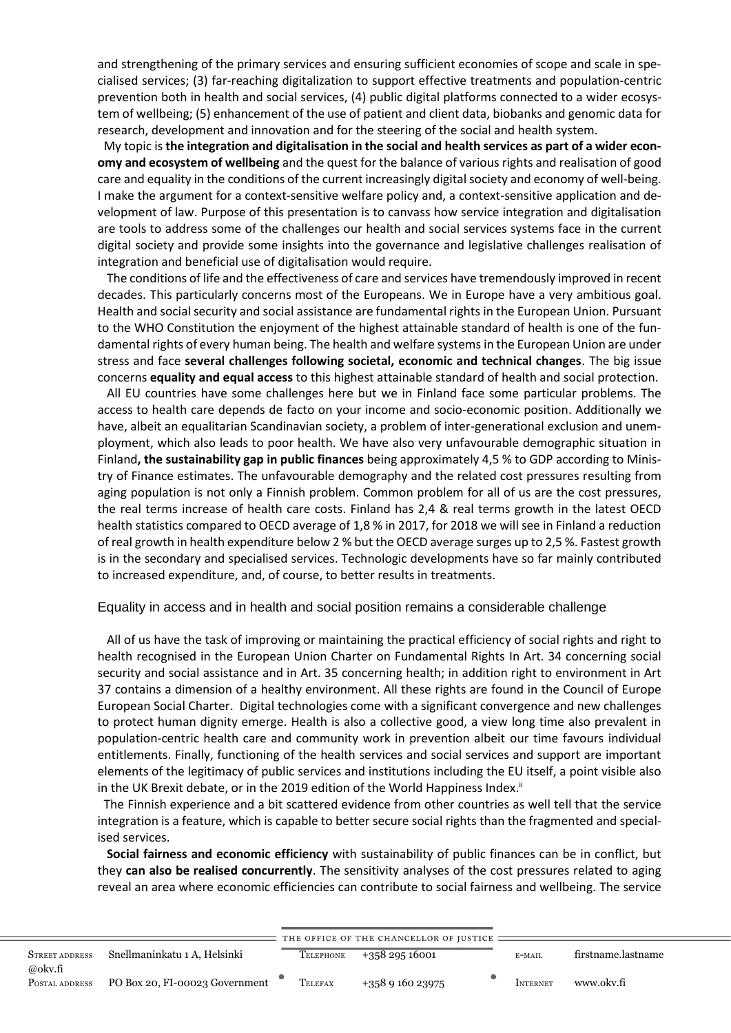and strengthening of the primary services and ensuring sufficient economies of scope and scale in specialised services; (3) far-reaching digitalization to support effective treatments and population-centric prevention both in health and social services, (4) public digital platforms connected to a wider ecosystem of wellbeing; (5) enhancement of the use of patient and client data, biobanks and genomic data for research, development and innovation and for the steering of the social and health system.

My topic is **the integration and digitalisation in the social and health services as part of a wider economy and ecosystem of wellbeing** and the quest for the balance of various rights and realisation of good care and equality in the conditions of the current increasingly digital society and economy of well-being. I make the argument for a context-sensitive welfare policy and, a context-sensitive application and development of law. Purpose of this presentation is to canvass how service integration and digitalisation are tools to address some of the challenges our health and social services systems face in the current digital society and provide some insights into the governance and legislative challenges realisation of integration and beneficial use of digitalisation would require.

The conditions of life and the effectiveness of care and services have tremendously improved in recent decades. This particularly concerns most of the Europeans. We in Europe have a very ambitious goal. Health and social security and social assistance are fundamental rights in the European Union. Pursuant to the WHO Constitution the enjoyment of the highest attainable standard of health is one of the fundamental rights of every human being. The health and welfare systems in the European Union are under stress and face **several challenges following societal, economic and technical changes**. The big issue concerns **equality and equal access** to this highest attainable standard of health and social protection.

All EU countries have some challenges here but we in Finland face some particular problems. The access to health care depends de facto on your income and socio-economic position. Additionally we have, albeit an equalitarian Scandinavian society, a problem of inter-generational exclusion and unemployment, which also leads to poor health. We have also very unfavourable demographic situation in Finland**, the sustainability gap in public finances** being approximately 4,5 % to GDP according to Ministry of Finance estimates. The unfavourable demography and the related cost pressures resulting from aging population is not only a Finnish problem. Common problem for all of us are the cost pressures, the real terms increase of health care costs. Finland has 2,4 & real terms growth in the latest OECD health statistics compared to OECD average of 1,8 % in 2017, for 2018 we will see in Finland a reduction of real growth in health expenditure below 2 % but the OECD average surges up to 2,5 %. Fastest growth is in the secondary and specialised services. Technologic developments have so far mainly contributed to increased expenditure, and, of course, to better results in treatments.

## Equality in access and in health and social position remains a considerable challenge

All of us have the task of improving or maintaining the practical efficiency of social rights and right to health recognised in the European Union Charter on Fundamental Rights In Art. 34 concerning social security and social assistance and in Art. 35 concerning health; in addition right to environment in Art 37 contains a dimension of a healthy environment. All these rights are found in the Council of Europe European Social Charter. Digital technologies come with a significant convergence and new challenges to protect human dignity emerge. Health is also a collective good, a view long time also prevalent in population-centric health care and community work in prevention albeit our time favours individual entitlements. Finally, functioning of the health services and social services and support are important elements of the legitimacy of public services and institutions including the EU itself, a point visible also in the UK Brexit debate, or in the 2019 edition of the World Happiness Index.[ii]

The Finnish experience and a bit scattered evidence from other countries as well tell that the service integration is a feature, which is capable to better secure social rights than the fragmented and specialised services.

**Social fairness and economic efficiency** with sustainability of public finances can be in conflict, but they **can also be realised concurrently**. The sensitivity analyses of the cost pressures related to aging reveal an area where economic efficiencies can contribute to social fairness and wellbeing. The service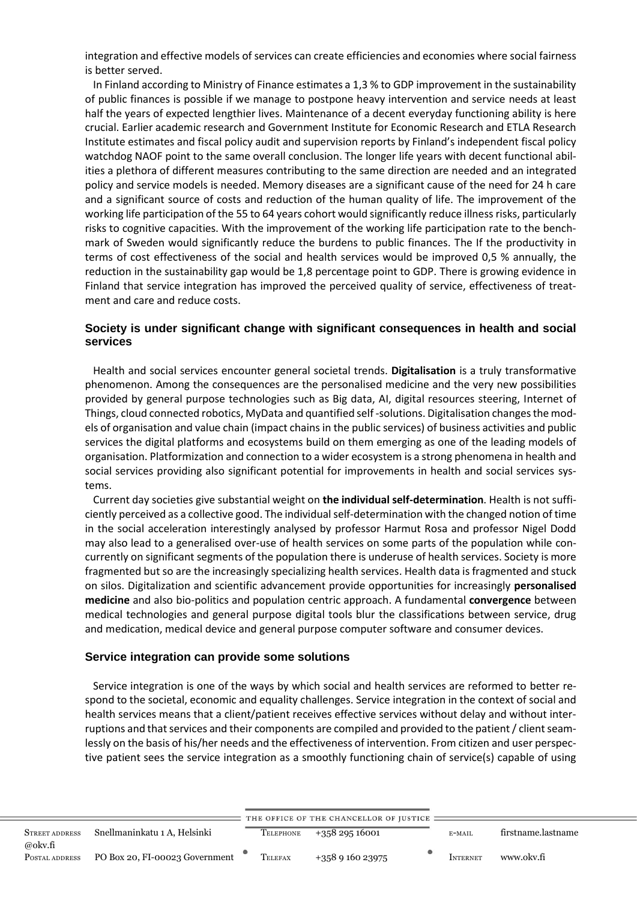integration and effective models of services can create efficiencies and economies where social fairness is better served.

In Finland according to Ministry of Finance estimates a 1,3 % to GDP improvement in the sustainability of public finances is possible if we manage to postpone heavy intervention and service needs at least half the years of expected lengthier lives. Maintenance of a decent everyday functioning ability is here crucial. Earlier academic research and Government Institute for Economic Research and ETLA Research Institute estimates and fiscal policy audit and supervision reports by Finland's independent fiscal policy watchdog NAOF point to the same overall conclusion. The longer life years with decent functional abilities a plethora of different measures contributing to the same direction are needed and an integrated policy and service models is needed. Memory diseases are a significant cause of the need for 24 h care and a significant source of costs and reduction of the human quality of life. The improvement of the working life participation of the 55 to 64 years cohort would significantly reduce illness risks, particularly risks to cognitive capacities. With the improvement of the working life participation rate to the benchmark of Sweden would significantly reduce the burdens to public finances. The If the productivity in terms of cost effectiveness of the social and health services would be improved 0,5 % annually, the reduction in the sustainability gap would be 1,8 percentage point to GDP. There is growing evidence in Finland that service integration has improved the perceived quality of service, effectiveness of treatment and care and reduce costs.

## Society is under significant change with significant consequences in health and social services

Health and social services encounter general societal trends. **Digitalisation** is a truly transformative phenomenon. Among the consequences are the personalised medicine and the very new possibilities provided by general purpose technologies such as Big data, AI, digital resources steering, Internet of Things, cloud connected robotics, MyData and quantified self -solutions. Digitalisation changes the models of organisation and value chain (impact chains in the public services) of business activities and public services the digital platforms and ecosystems build on them emerging as one of the leading models of organisation. Platformization and connection to a wider ecosystem is a strong phenomena in health and social services providing also significant potential for improvements in health and social services systems.

Current day societies give substantial weight on **the individual self-determination**. Health is not sufficiently perceived as a collective good. The individual self-determination with the changed notion of time in the social acceleration interestingly analysed by professor Harmut Rosa and professor Nigel Dodd may also lead to a generalised over-use of health services on some parts of the population while concurrently on significant segments of the population there is underuse of health services. Society is more fragmented but so are the increasingly specializing health services. Health data is fragmented and stuck on silos. Digitalization and scientific advancement provide opportunities for increasingly **personalised medicine** and also bio-politics and population centric approach. A fundamental **convergence** between medical technologies and general purpose digital tools blur the classifications between service, drug and medication, medical device and general purpose computer software and consumer devices.

## Service integration can provide some solutions

Service integration is one of the ways by which social and health services are reformed to better respond to the societal, economic and equality challenges. Service integration in the context of social and health services means that a client/patient receives effective services without delay and without interruptions and that services and their components are compiled and provided to the patient / client seamlessly on the basis of his/her needs and the effectiveness of intervention. From citizen and user perspective patient sees the service integration as a smoothly functioning chain of service(s) capable of using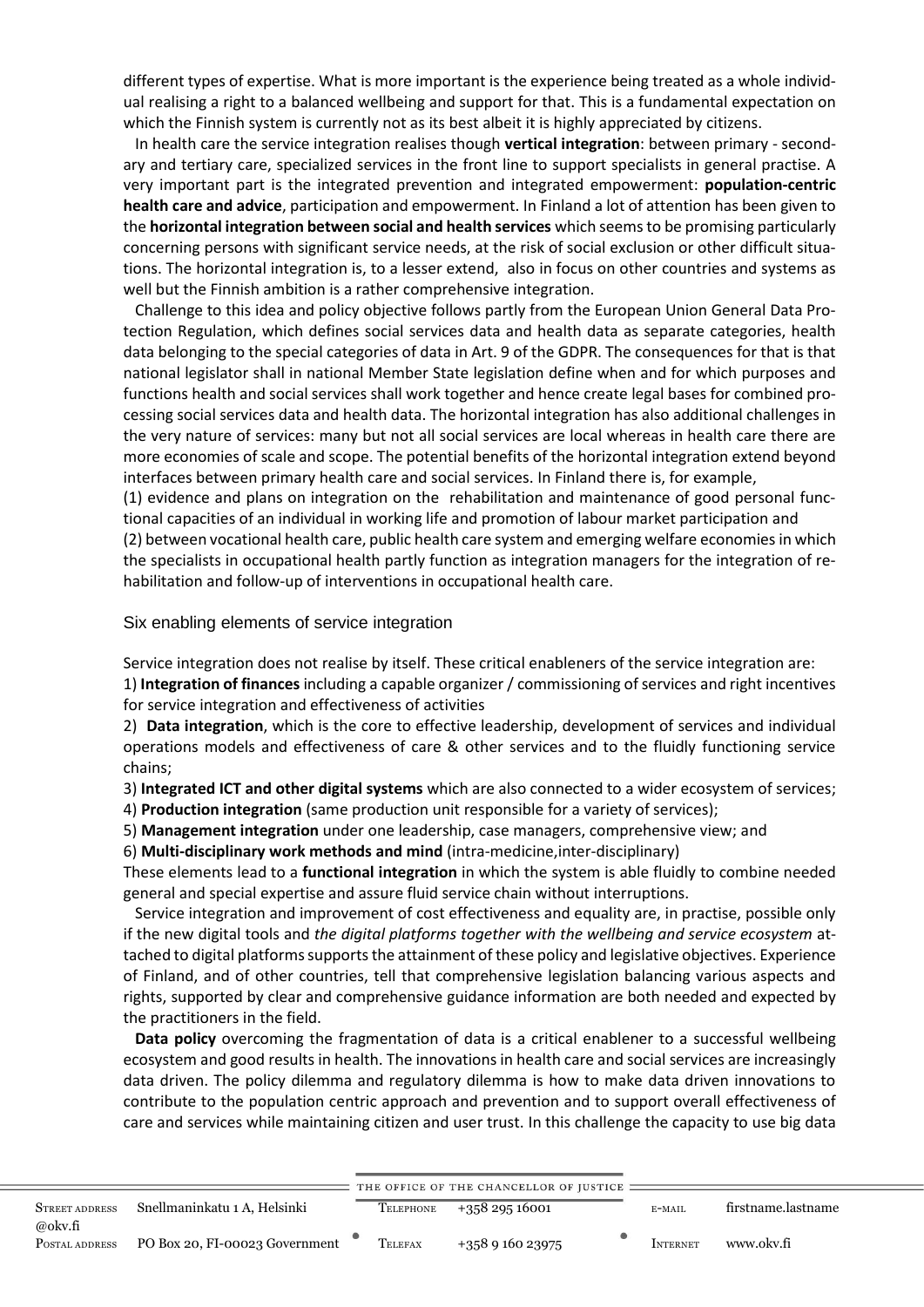different types of expertise. What is more important is the experience being treated as a whole individual realising a right to a balanced wellbeing and support for that. This is a fundamental expectation on which the Finnish system is currently not as its best albeit it is highly appreciated by citizens.

In health care the service integration realises though **vertical integration**: between primary - secondary and tertiary care, specialized services in the front line to support specialists in general practise. A very important part is the integrated prevention and integrated empowerment: **population-centric health care and advice**, participation and empowerment. In Finland a lot of attention has been given to the **horizontal integration between social and health services** which seems to be promising particularly concerning persons with significant service needs, at the risk of social exclusion or other difficult situations. The horizontal integration is, to a lesser extend, also in focus on other countries and systems as well but the Finnish ambition is a rather comprehensive integration.

Challenge to this idea and policy objective follows partly from the European Union General Data Protection Regulation, which defines social services data and health data as separate categories, health data belonging to the special categories of data in Art. 9 of the GDPR. The consequences for that is that national legislator shall in national Member State legislation define when and for which purposes and functions health and social services shall work together and hence create legal bases for combined processing social services data and health data. The horizontal integration has also additional challenges in the very nature of services: many but not all social services are local whereas in health care there are more economies of scale and scope. The potential benefits of the horizontal integration extend beyond interfaces between primary health care and social services. In Finland there is, for example,

(1) evidence and plans on integration on the rehabilitation and maintenance of good personal functional capacities of an individual in working life and promotion of labour market participation and

(2) between vocational health care, public health care system and emerging welfare economies in which the specialists in occupational health partly function as integration managers for the integration of rehabilitation and follow-up of interventions in occupational health care.

## Six enabling elements of service integration

Service integration does not realise by itself. These critical enableners of the service integration are:

1) **Integration of finances** including a capable organizer / commissioning of services and right incentives for service integration and effectiveness of activities

2) **Data integration**, which is the core to effective leadership, development of services and individual operations models and effectiveness of care & other services and to the fluidly functioning service chains;

3) **Integrated ICT and other digital systems** which are also connected to a wider ecosystem of services;

4) **Production integration** (same production unit responsible for a variety of services);

5) **Management integration** under one leadership, case managers, comprehensive view; and

6) **Multi-disciplinary work methods and mind** (intra-medicine,inter-disciplinary)

These elements lead to a **functional integration** in which the system is able fluidly to combine needed general and special expertise and assure fluid service chain without interruptions.

Service integration and improvement of cost effectiveness and equality are, in practise, possible only if the new digital tools and *the digital platforms together with the wellbeing and service ecosystem* attached to digital platforms supports the attainment of these policy and legislative objectives. Experience of Finland, and of other countries, tell that comprehensive legislation balancing various aspects and rights, supported by clear and comprehensive guidance information are both needed and expected by the practitioners in the field.

**Data policy** overcoming the fragmentation of data is a critical enablener to a successful wellbeing ecosystem and good results in health. The innovations in health care and social services are increasingly data driven. The policy dilemma and regulatory dilemma is how to make data driven innovations to contribute to the population centric approach and prevention and to support overall effectiveness of care and services while maintaining citizen and user trust. In this challenge the capacity to use big data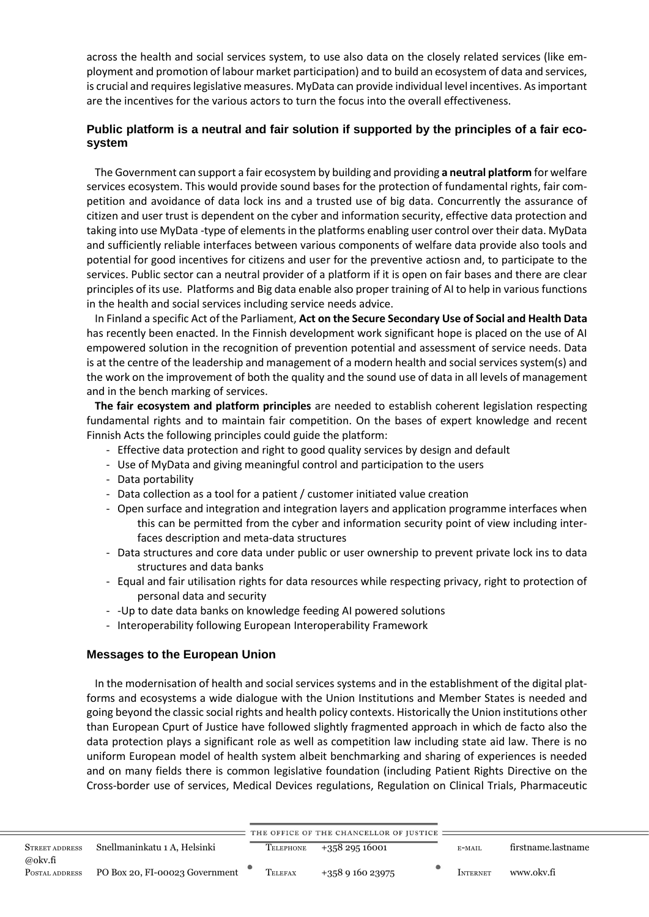across the health and social services system, to use also data on the closely related services (like employment and promotion of labour market participation) and to build an ecosystem of data and services, is crucial and requires legislative measures. MyData can provide individual level incentives. As important are the incentives for the various actors to turn the focus into the overall effectiveness.

### Public platform is a neutral and fair solution if supported by the principles of a fair ecosystem

The Government can support a fair ecosystem by building and providing **a neutral platform** for welfare services ecosystem. This would provide sound bases for the protection of fundamental rights, fair competition and avoidance of data lock ins and a trusted use of big data. Concurrently the assurance of citizen and user trust is dependent on the cyber and information security, effective data protection and taking into use MyData -type of elements in the platforms enabling user control over their data. MyData and sufficiently reliable interfaces between various components of welfare data provide also tools and potential for good incentives for citizens and user for the preventive actiosn and, to participate to the services. Public sector can a neutral provider of a platform if it is open on fair bases and there are clear principles of its use. Platforms and Big data enable also proper training of AI to help in various functions in the health and social services including service needs advice.

In Finland a specific Act of the Parliament, **Act on the Secure Secondary Use of Social and Health Data** has recently been enacted. In the Finnish development work significant hope is placed on the use of AI empowered solution in the recognition of prevention potential and assessment of service needs. Data is at the centre of the leadership and management of a modern health and social services system(s) and the work on the improvement of both the quality and the sound use of data in all levels of management and in the bench marking of services.

**The fair ecosystem and platform principles** are needed to establish coherent legislation respecting fundamental rights and to maintain fair competition. On the bases of expert knowledge and recent Finnish Acts the following principles could guide the platform:

- Effective data protection and right to good quality services by design and default
- Use of MyData and giving meaningful control and participation to the users
- Data portability
- Data collection as a tool for a patient / customer initiated value creation
- Open surface and integration and integration layers and application programme interfaces when this can be permitted from the cyber and information security point of view including interfaces description and meta-data structures
- Data structures and core data under public or user ownership to prevent private lock ins to data structures and data banks
- Equal and fair utilisation rights for data resources while respecting privacy, right to protection of personal data and security
- -Up to date data banks on knowledge feeding AI powered solutions
- Interoperability following European Interoperability Framework

### Messages to the European Union

In the modernisation of health and social services systems and in the establishment of the digital platforms and ecosystems a wide dialogue with the Union Institutions and Member States is needed and going beyond the classic social rights and health policy contexts. Historically the Union institutions other than European Cpurt of Justice have followed slightly fragmented approach in which de facto also the data protection plays a significant role as well as competition law including state aid law. There is no uniform European model of health system albeit benchmarking and sharing of experiences is needed and on many fields there is common legislative foundation (including Patient Rights Directive on the Cross-border use of services, Medical Devices regulations, Regulation on Clinical Trials, Pharmaceutic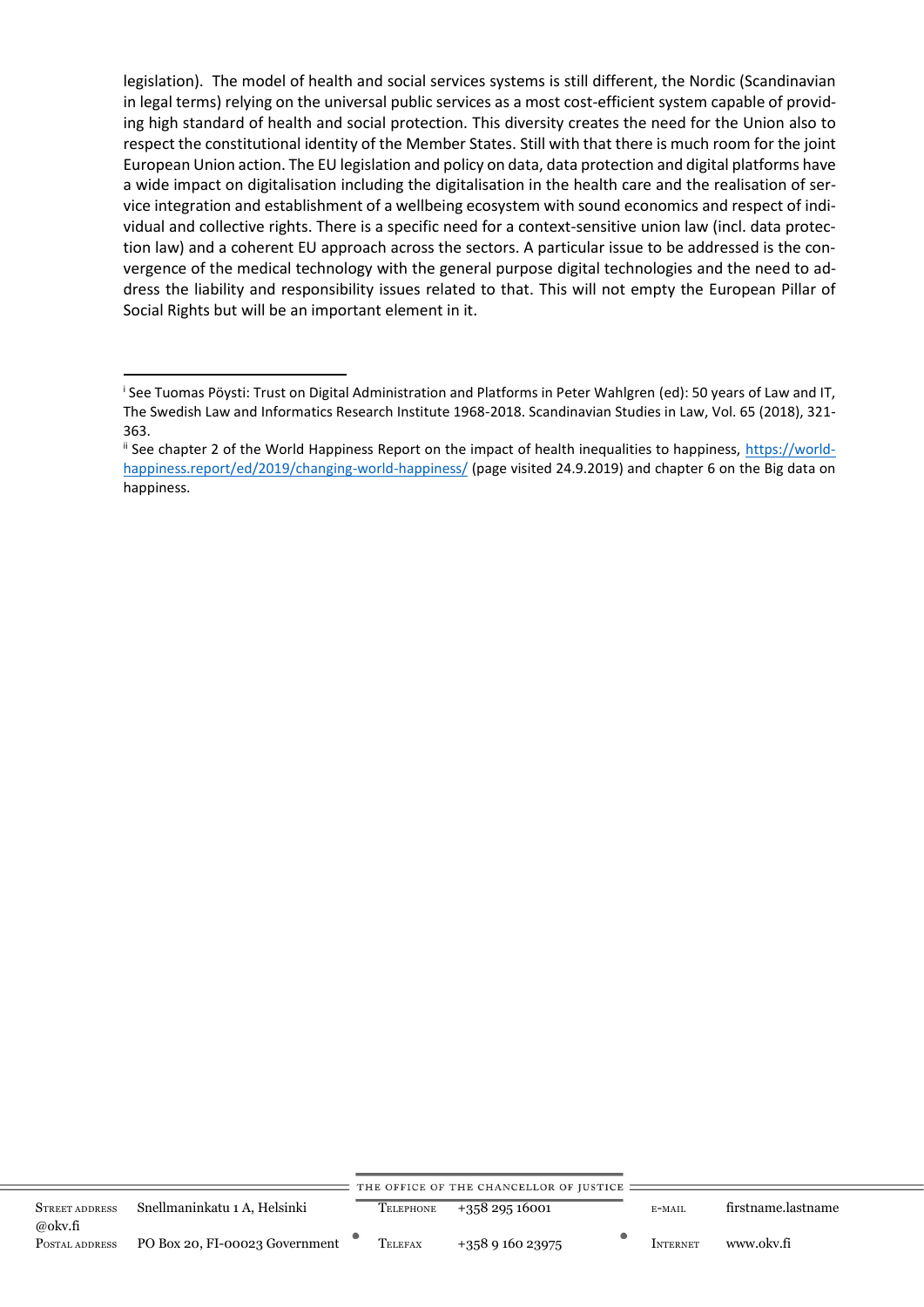legislation). The model of health and social services systems is still different, the Nordic (Scandinavian in legal terms) relying on the universal public services as a most cost-efficient system capable of providing high standard of health and social protection. This diversity creates the need for the Union also to respect the constitutional identity of the Member States. Still with that there is much room for the joint European Union action. The EU legislation and policy on data, data protection and digital platforms have a wide impact on digitalisation including the digitalisation in the health care and the realisation of service integration and establishment of a wellbeing ecosystem with sound economics and respect of individual and collective rights. There is a specific need for a context-sensitive union law (incl. data protection law) and a coherent EU approach across the sectors. A particular issue to be addressed is the convergence of the medical technology with the general purpose digital technologies and the need to address the liability and responsibility issues related to that. This will not empty the European Pillar of Social Rights but will be an important element in it.

---

[i] See Tuomas Pöysti: Trust on Digital Administration and Platforms in Peter Wahlgren (ed): 50 years of Law and IT, The Swedish Law and Informatics Research Institute 1968-2018. Scandinavian Studies in Law, Vol. 65 (2018), 321-363.

[ii] See chapter 2 of the World Happiness Report on the impact of health inequalities to happiness, https://worldhappiness.report/ed/2019/changing-world-happiness/ (page visited 24.9.2019) and chapter 6 on the Big data on happiness.